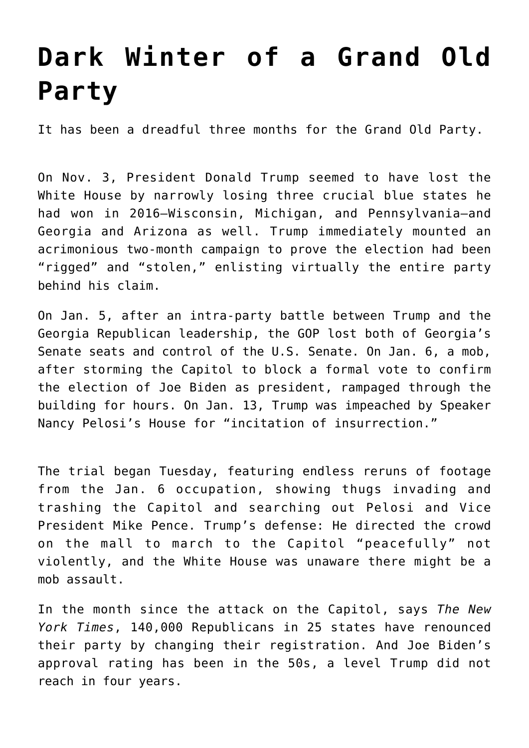# Dark Winter of a Grand Old Party

It has been a dreadful three months for the Grand Old Party.

On Nov. 3, President Donald Trump seemed to have lost the White House by narrowly losing three crucial blue states he had won in 2016—Wisconsin, Michigan, and Pennsylvania—and Georgia and Arizona as well. Trump immediately mounted an acrimonious two-month campaign to prove the election had been "rigged" and "stolen," enlisting virtually the entire party behind his claim.

On Jan. 5, after an intra-party battle between Trump and the Georgia Republican leadership, the GOP lost both of Georgia's Senate seats and control of the U.S. Senate. On Jan. 6, a mob, after storming the Capitol to block a formal vote to confirm the election of Joe Biden as president, rampaged through the building for hours. On Jan. 13, Trump was impeached by Speaker Nancy Pelosi's House for "incitation of insurrection."

The trial began Tuesday, featuring endless reruns of footage from the Jan. 6 occupation, showing thugs invading and trashing the Capitol and searching out Pelosi and Vice President Mike Pence. Trump's defense: He directed the crowd on the mall to march to the Capitol "peacefully" not violently, and the White House was unaware there might be a mob assault.

In the month since the attack on the Capitol, says *The New York Times*, 140,000 Republicans in 25 states have renounced their party by changing their registration. And Joe Biden's approval rating has been in the 50s, a level Trump did not reach in four years.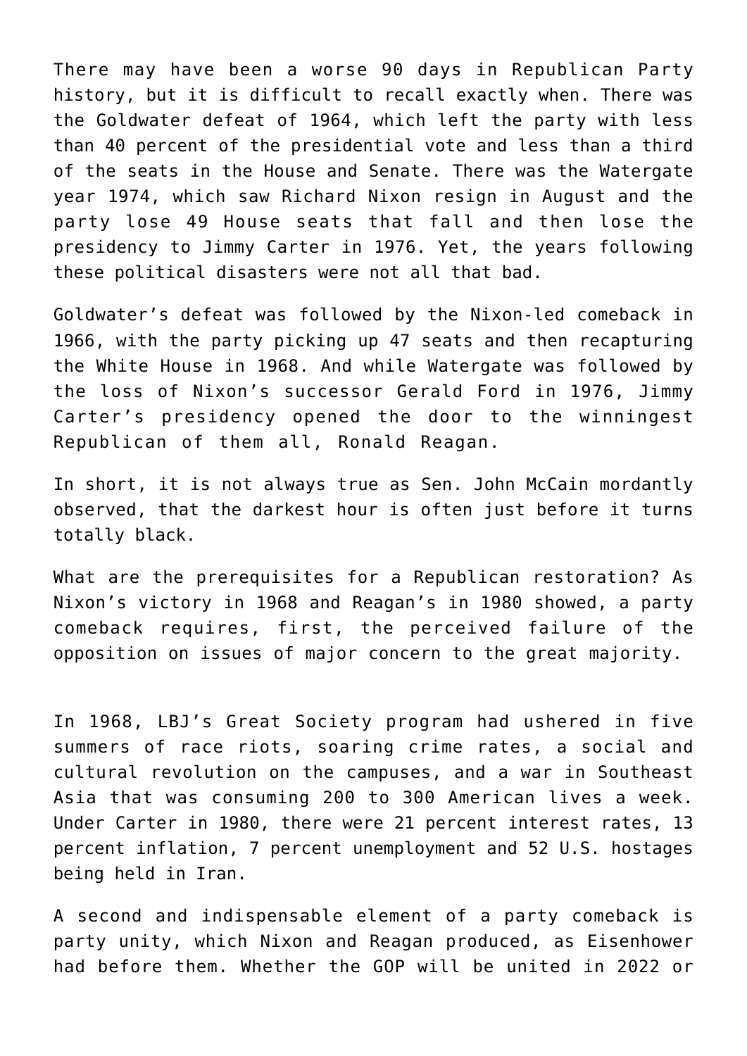There may have been a worse 90 days in Republican Party history, but it is difficult to recall exactly when. There was the Goldwater defeat of 1964, which left the party with less than 40 percent of the presidential vote and less than a third of the seats in the House and Senate. There was the Watergate year 1974, which saw Richard Nixon resign in August and the party lose 49 House seats that fall and then lose the presidency to Jimmy Carter in 1976. Yet, the years following these political disasters were not all that bad.

Goldwater's defeat was followed by the Nixon-led comeback in 1966, with the party picking up 47 seats and then recapturing the White House in 1968. And while Watergate was followed by the loss of Nixon's successor Gerald Ford in 1976, Jimmy Carter's presidency opened the door to the winningest Republican of them all, Ronald Reagan.

In short, it is not always true as Sen. John McCain mordantly observed, that the darkest hour is often just before it turns totally black.

What are the prerequisites for a Republican restoration? As Nixon's victory in 1968 and Reagan's in 1980 showed, a party comeback requires, first, the perceived failure of the opposition on issues of major concern to the great majority.

In 1968, LBJ's Great Society program had ushered in five summers of race riots, soaring crime rates, a social and cultural revolution on the campuses, and a war in Southeast Asia that was consuming 200 to 300 American lives a week. Under Carter in 1980, there were 21 percent interest rates, 13 percent inflation, 7 percent unemployment and 52 U.S. hostages being held in Iran.

A second and indispensable element of a party comeback is party unity, which Nixon and Reagan produced, as Eisenhower had before them. Whether the GOP will be united in 2022 or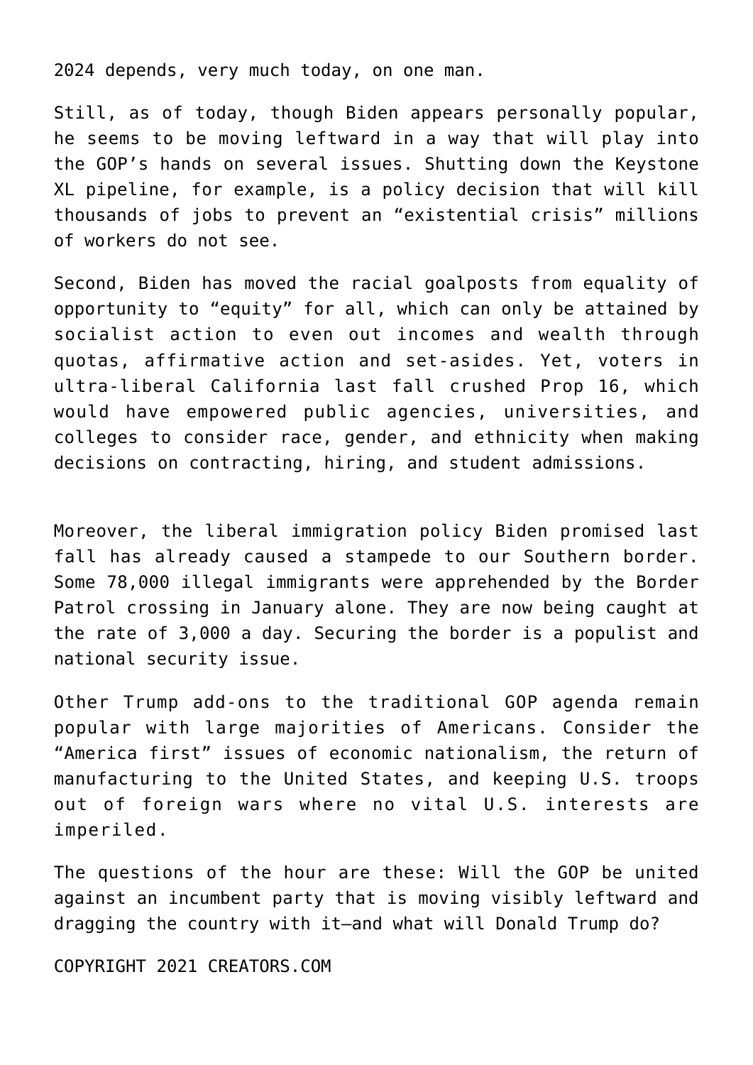2024 depends, very much today, on one man.

Still, as of today, though Biden appears personally popular, he seems to be moving leftward in a way that will play into the GOP's hands on several issues. Shutting down the Keystone XL pipeline, for example, is a policy decision that will kill thousands of jobs to prevent an "existential crisis" millions of workers do not see.

Second, Biden has moved the racial goalposts from equality of opportunity to "equity" for all, which can only be attained by socialist action to even out incomes and wealth through quotas, affirmative action and set-asides. Yet, voters in ultra-liberal California last fall crushed Prop 16, which would have empowered public agencies, universities, and colleges to consider race, gender, and ethnicity when making decisions on contracting, hiring, and student admissions.

Moreover, the liberal immigration policy Biden promised last fall has already caused a stampede to our Southern border. Some 78,000 illegal immigrants were apprehended by the Border Patrol crossing in January alone. They are now being caught at the rate of 3,000 a day. Securing the border is a populist and national security issue.

Other Trump add-ons to the traditional GOP agenda remain popular with large majorities of Americans. Consider the "America first" issues of economic nationalism, the return of manufacturing to the United States, and keeping U.S. troops out of foreign wars where no vital U.S. interests are imperiled.

The questions of the hour are these: Will the GOP be united against an incumbent party that is moving visibly leftward and dragging the country with it—and what will Donald Trump do?

COPYRIGHT 2021 CREATORS.COM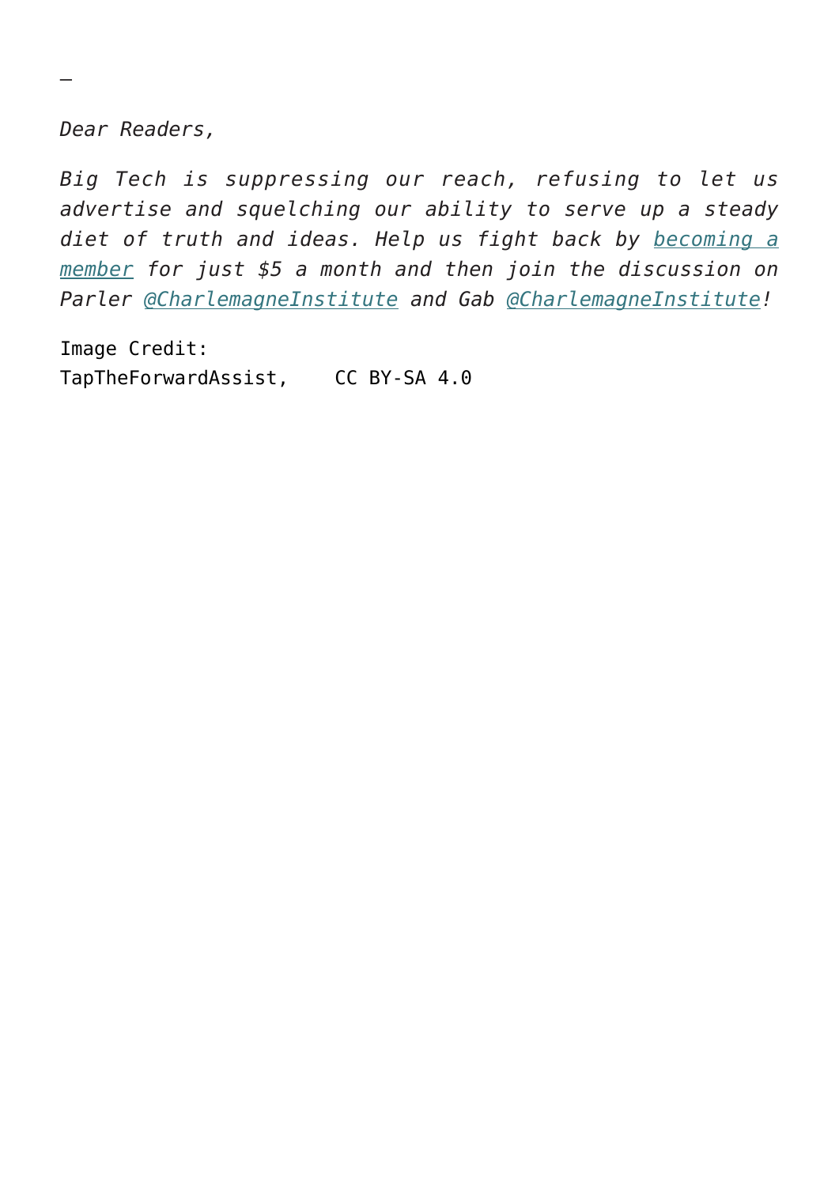—

*Dear Readers,*

*Big Tech is suppressing our reach, refusing to let us advertise and squelching our ability to serve up a steady diet of truth and ideas. Help us fight back by [becoming a member](#) for just $5 a month and then join the discussion on Parler [@CharlemagneInstitute](#) and Gab [@CharlemagneInstitute](#)!*

Image Credit:
TapTheForwardAssist, CC BY-SA 4.0